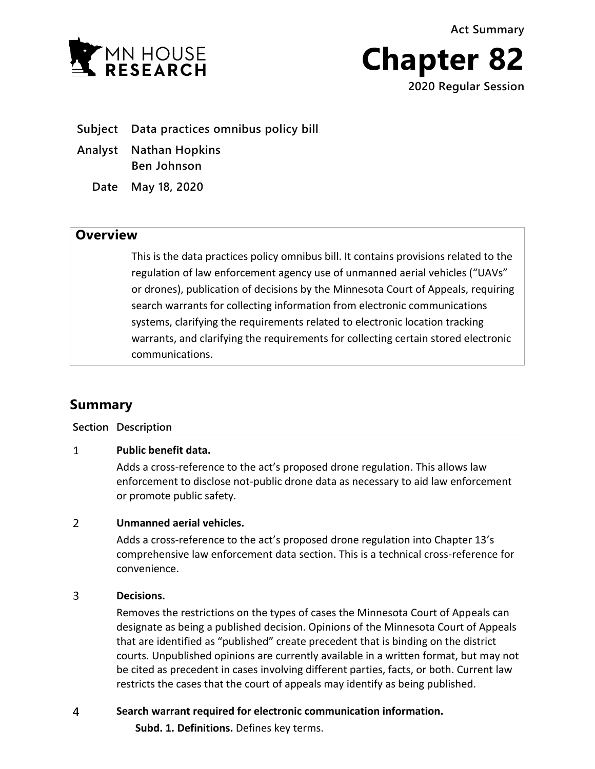MN HOUSE RESEARCH

Act Summary

# Chapter 82

2020 Regular Session

**Subject** Data practices omnibus policy bill

**Analyst** Nathan Hopkins
Ben Johnson

**Date** May 18, 2020

## Overview

This is the data practices policy omnibus bill. It contains provisions related to the regulation of law enforcement agency use of unmanned aerial vehicles ("UAVs" or drones), publication of decisions by the Minnesota Court of Appeals, requiring search warrants for collecting information from electronic communications systems, clarifying the requirements related to electronic location tracking warrants, and clarifying the requirements for collecting certain stored electronic communications.

## Summary

| Section | Description |
|---|---|
| 1 | **Public benefit data.**<br>Adds a cross-reference to the act's proposed drone regulation. This allows law enforcement to disclose not-public drone data as necessary to aid law enforcement or promote public safety. |
| 2 | **Unmanned aerial vehicles.**<br>Adds a cross-reference to the act's proposed drone regulation into Chapter 13's comprehensive law enforcement data section. This is a technical cross-reference for convenience. |
| 3 | **Decisions.**<br>Removes the restrictions on the types of cases the Minnesota Court of Appeals can designate as being a published decision. Opinions of the Minnesota Court of Appeals that are identified as "published" create precedent that is binding on the district courts. Unpublished opinions are currently available in a written format, but may not be cited as precedent in cases involving different parties, facts, or both. Current law restricts the cases that the court of appeals may identify as being published. |
| 4 | **Search warrant required for electronic communication information.**<br>**Subd. 1. Definitions.** Defines key terms. |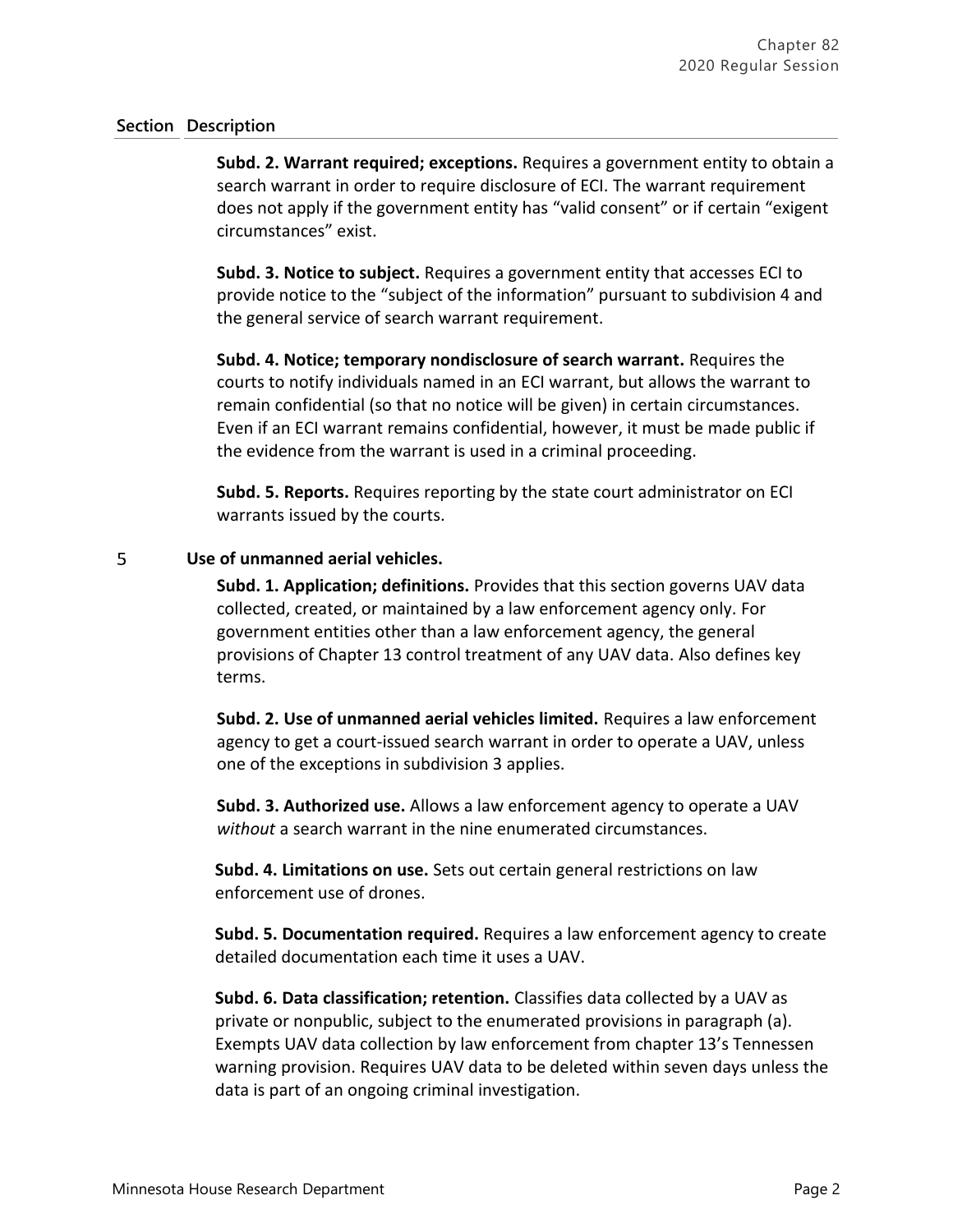| Section | Description |
|---|---|
| | **Subd. 2. Warrant required; exceptions.** Requires a government entity to obtain a search warrant in order to require disclosure of ECI. The warrant requirement does not apply if the government entity has "valid consent" or if certain "exigent circumstances" exist. |
| | **Subd. 3. Notice to subject.** Requires a government entity that accesses ECI to provide notice to the "subject of the information" pursuant to subdivision 4 and the general service of search warrant requirement. |
| | **Subd. 4. Notice; temporary nondisclosure of search warrant.** Requires the courts to notify individuals named in an ECI warrant, but allows the warrant to remain confidential (so that no notice will be given) in certain circumstances. Even if an ECI warrant remains confidential, however, it must be made public if the evidence from the warrant is used in a criminal proceeding. |
| | **Subd. 5. Reports.** Requires reporting by the state court administrator on ECI warrants issued by the courts. |
| 5 | **Use of unmanned aerial vehicles.** |
| | **Subd. 1. Application; definitions.** Provides that this section governs UAV data collected, created, or maintained by a law enforcement agency only. For government entities other than a law enforcement agency, the general provisions of Chapter 13 control treatment of any UAV data. Also defines key terms. |
| | **Subd. 2. Use of unmanned aerial vehicles limited.** Requires a law enforcement agency to get a court-issued search warrant in order to operate a UAV, unless one of the exceptions in subdivision 3 applies. |
| | **Subd. 3. Authorized use.** Allows a law enforcement agency to operate a UAV *without* a search warrant in the nine enumerated circumstances. |
| | **Subd. 4. Limitations on use.** Sets out certain general restrictions on law enforcement use of drones. |
| | **Subd. 5. Documentation required.** Requires a law enforcement agency to create detailed documentation each time it uses a UAV. |
| | **Subd. 6. Data classification; retention.** Classifies data collected by a UAV as private or nonpublic, subject to the enumerated provisions in paragraph (a). Exempts UAV data collection by law enforcement from chapter 13's Tennessen warning provision. Requires UAV data to be deleted within seven days unless the data is part of an ongoing criminal investigation. |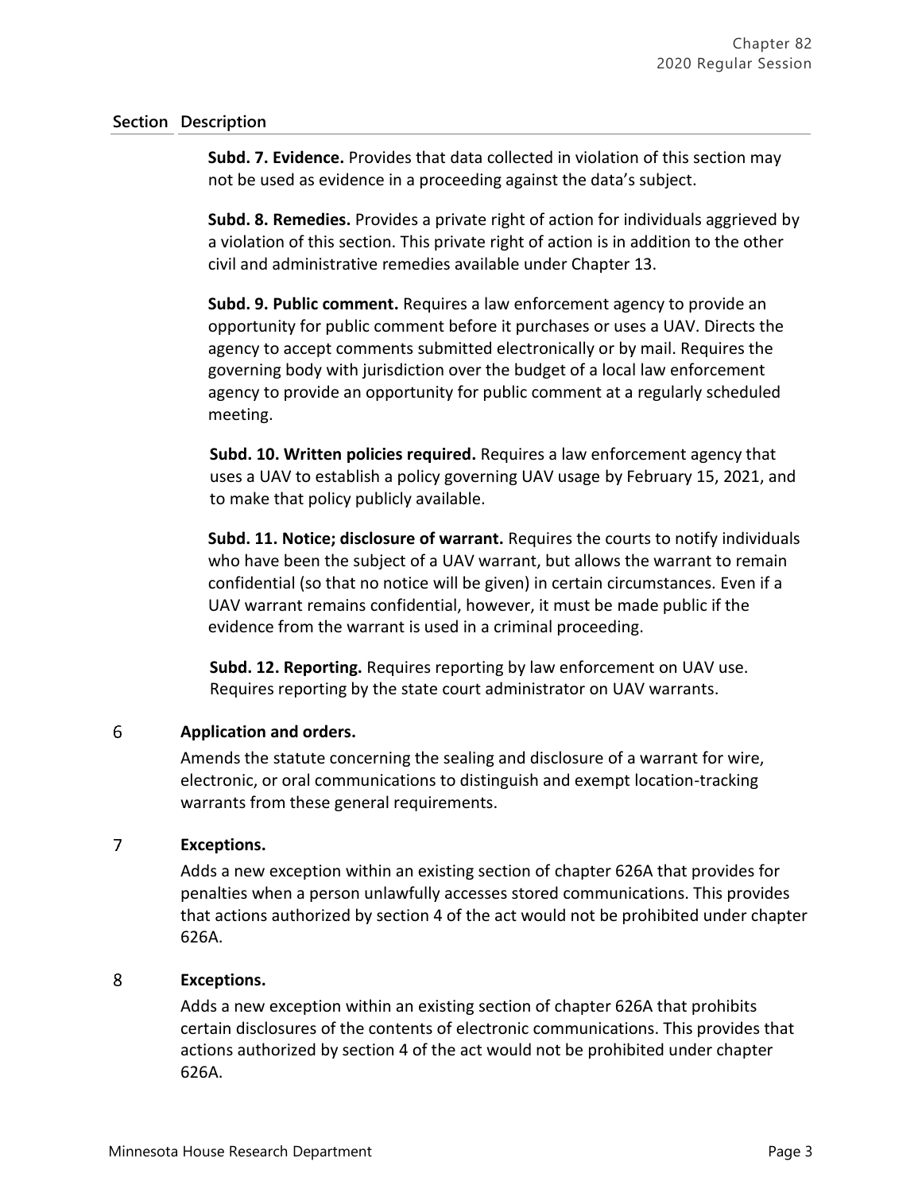| Section | Description |
|---|---|
| | **Subd. 7. Evidence.** Provides that data collected in violation of this section may not be used as evidence in a proceeding against the data's subject. |
| | **Subd. 8. Remedies.** Provides a private right of action for individuals aggrieved by a violation of this section. This private right of action is in addition to the other civil and administrative remedies available under Chapter 13. |
| | **Subd. 9. Public comment.** Requires a law enforcement agency to provide an opportunity for public comment before it purchases or uses a UAV. Directs the agency to accept comments submitted electronically or by mail. Requires the governing body with jurisdiction over the budget of a local law enforcement agency to provide an opportunity for public comment at a regularly scheduled meeting. |
| | **Subd. 10. Written policies required.** Requires a law enforcement agency that uses a UAV to establish a policy governing UAV usage by February 15, 2021, and to make that policy publicly available. |
| | **Subd. 11. Notice; disclosure of warrant.** Requires the courts to notify individuals who have been the subject of a UAV warrant, but allows the warrant to remain confidential (so that no notice will be given) in certain circumstances. Even if a UAV warrant remains confidential, however, it must be made public if the evidence from the warrant is used in a criminal proceeding. |
| | **Subd. 12. Reporting.** Requires reporting by law enforcement on UAV use. Requires reporting by the state court administrator on UAV warrants. |
| 6 | **Application and orders.**<br>Amends the statute concerning the sealing and disclosure of a warrant for wire, electronic, or oral communications to distinguish and exempt location-tracking warrants from these general requirements. |
| 7 | **Exceptions.**<br>Adds a new exception within an existing section of chapter 626A that provides for penalties when a person unlawfully accesses stored communications. This provides that actions authorized by section 4 of the act would not be prohibited under chapter 626A. |
| 8 | **Exceptions.**<br>Adds a new exception within an existing section of chapter 626A that prohibits certain disclosures of the contents of electronic communications. This provides that actions authorized by section 4 of the act would not be prohibited under chapter 626A. |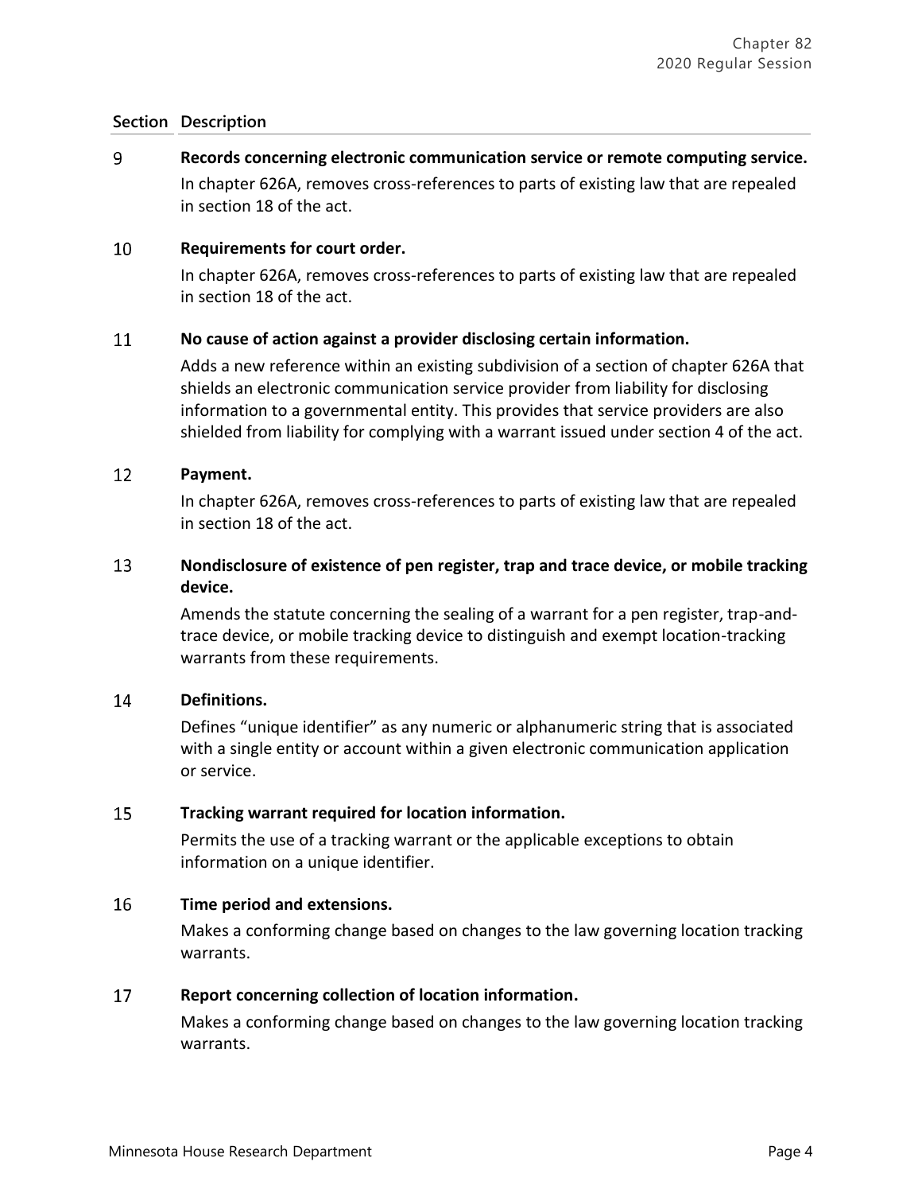| Section | Description |
|---|---|
| 9 | **Records concerning electronic communication service or remote computing service.** In chapter 626A, removes cross-references to parts of existing law that are repealed in section 18 of the act. |
| 10 | **Requirements for court order.** In chapter 626A, removes cross-references to parts of existing law that are repealed in section 18 of the act. |
| 11 | **No cause of action against a provider disclosing certain information.** Adds a new reference within an existing subdivision of a section of chapter 626A that shields an electronic communication service provider from liability for disclosing information to a governmental entity. This provides that service providers are also shielded from liability for complying with a warrant issued under section 4 of the act. |
| 12 | **Payment.** In chapter 626A, removes cross-references to parts of existing law that are repealed in section 18 of the act. |
| 13 | **Nondisclosure of existence of pen register, trap and trace device, or mobile tracking device.** Amends the statute concerning the sealing of a warrant for a pen register, trap-and-trace device, or mobile tracking device to distinguish and exempt location-tracking warrants from these requirements. |
| 14 | **Definitions.** Defines "unique identifier" as any numeric or alphanumeric string that is associated with a single entity or account within a given electronic communication application or service. |
| 15 | **Tracking warrant required for location information.** Permits the use of a tracking warrant or the applicable exceptions to obtain information on a unique identifier. |
| 16 | **Time period and extensions.** Makes a conforming change based on changes to the law governing location tracking warrants. |
| 17 | **Report concerning collection of location information.** Makes a conforming change based on changes to the law governing location tracking warrants. |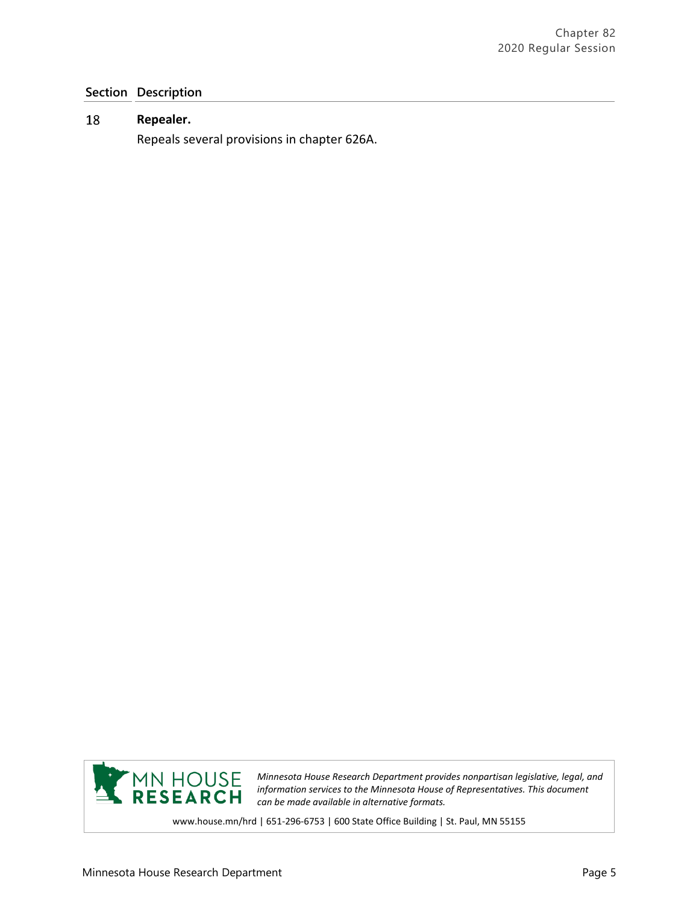| Section | Description |
| --- | --- |
| 18 | **Repealer.**<br>Repeals several provisions in chapter 626A. |

MN HOUSE RESEARCH

*Minnesota House Research Department provides nonpartisan legislative, legal, and information services to the Minnesota House of Representatives. This document can be made available in alternative formats.*

www.house.mn/hrd | 651-296-6753 | 600 State Office Building | St. Paul, MN 55155